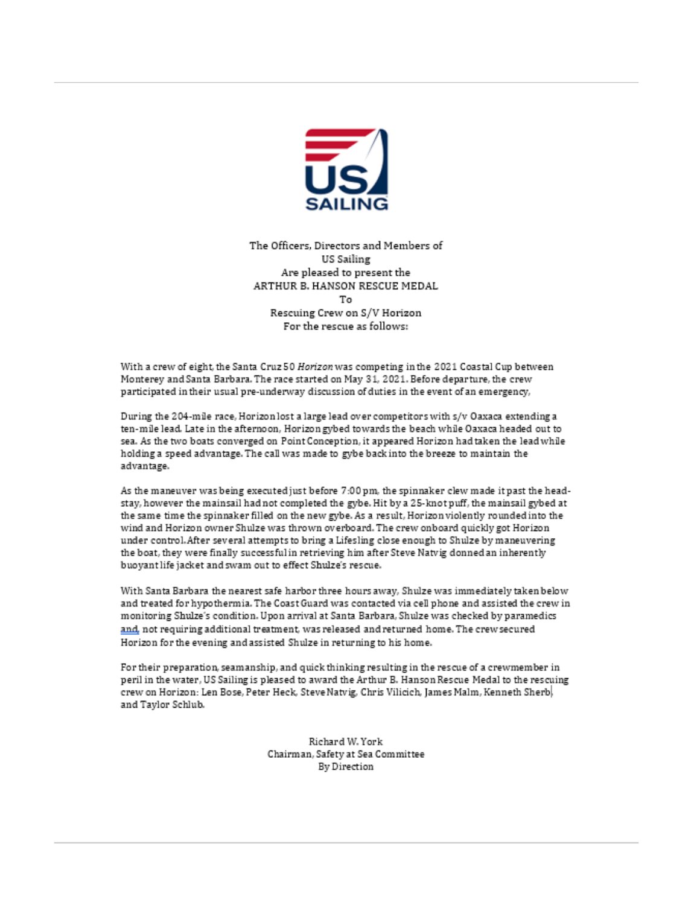The Officers, Directors and Members of
US Sailing
Are pleased to present the
ARTHUR B. HANSON RESCUE MEDAL
To
Rescuing Crew on S/V Horizon
For the rescue as follows:

With a crew of eight, the Santa Cruz 50 *Horizon* was competing in the 2021 Coastal Cup between Monterey and Santa Barbara. The race started on May 31, 2021. Before departure, the crew participated in their usual pre-underway discussion of duties in the event of an emergency,

During the 204-mile race, Horizon lost a large lead over competitors with s/v Oaxaca extending a ten-mile lead. Late in the afternoon, Horizon gybed towards the beach while Oaxaca headed out to sea. As the two boats converged on Point Conception, it appeared Horizon had taken the lead while holding a speed advantage. The call was made to gybe back into the breeze to maintain the advantage.

As the maneuver was being executed just before 7:00 pm, the spinnaker clew made it past the head-stay, however the mainsail had not completed the gybe. Hit by a 25-knot puff, the mainsail gybed at the same time the spinnaker filled on the new gybe. As a result, Horizon violently rounded into the wind and Horizon owner Shulze was thrown overboard. The crew onboard quickly got Horizon under control. After several attempts to bring a Lifesling close enough to Shulze by maneuvering the boat, they were finally successful in retrieving him after Steve Natvig donned an inherently buoyant life jacket and swam out to effect Shulze's rescue.

With Santa Barbara the nearest safe harbor three hours away, Shulze was immediately taken below and treated for hypothermia. The Coast Guard was contacted via cell phone and assisted the crew in monitoring Shulze's condition. Upon arrival at Santa Barbara, Shulze was checked by paramedics and, not requiring additional treatment, was released and returned home. The crew secured Horizon for the evening and assisted Shulze in returning to his home.

For their preparation, seamanship, and quick thinking resulting in the rescue of a crewmember in peril in the water, US Sailing is pleased to award the Arthur B. Hanson Rescue Medal to the rescuing crew on Horizon: Len Bose, Peter Heck, Steve Natvig, Chris Vilicich, James Malm, Kenneth Sherb, and Taylor Schlub.

Richard W. York
Chairman, Safety at Sea Committee
By Direction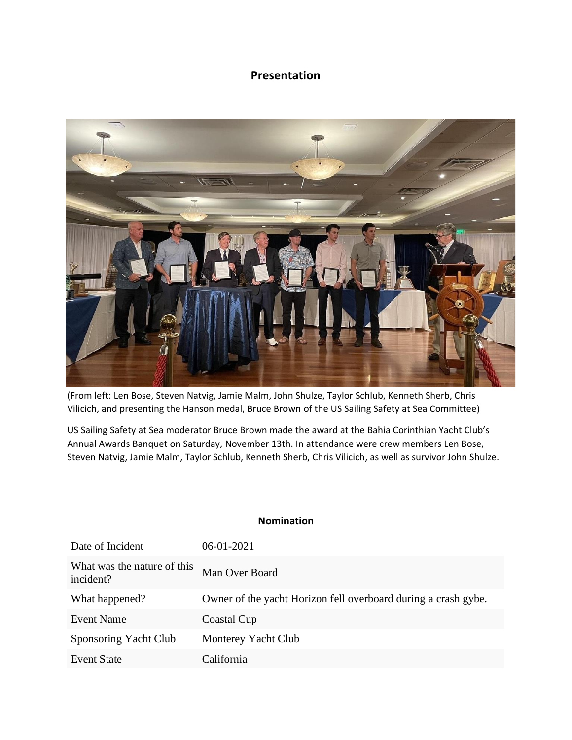## Presentation

(From left: Len Bose, Steven Natvig, Jamie Malm, John Shulze, Taylor Schlub, Kenneth Sherb, Chris Vilicich, and presenting the Hanson medal, Bruce Brown of the US Sailing Safety at Sea Committee)

US Sailing Safety at Sea moderator Bruce Brown made the award at the Bahia Corinthian Yacht Club's Annual Awards Banquet on Saturday, November 13th. In attendance were crew members Len Bose, Steven Natvig, Jamie Malm, Taylor Schlub, Kenneth Sherb, Chris Vilicich, as well as survivor John Shulze.

### Nomination

| | |
|---|---|
| Date of Incident | 06-01-2021 |
| What was the nature of this incident? | Man Over Board |
| What happened? | Owner of the yacht Horizon fell overboard during a crash gybe. |
| Event Name | Coastal Cup |
| Sponsoring Yacht Club | Monterey Yacht Club |
| Event State | California |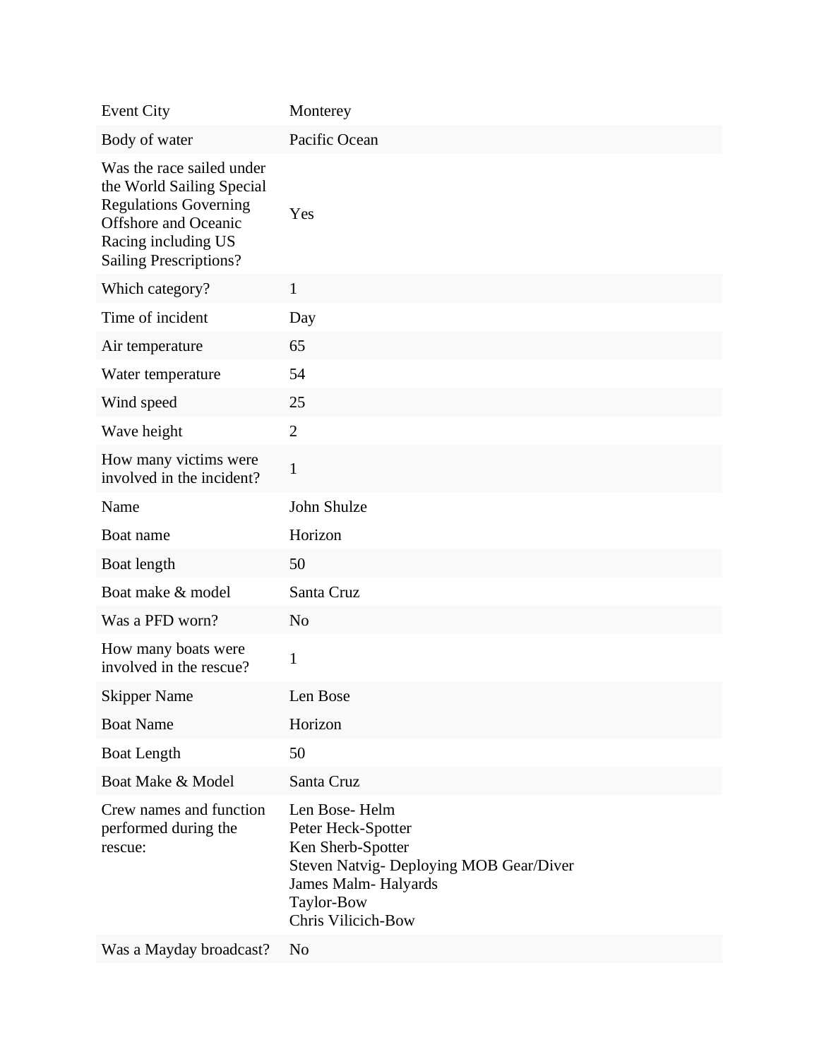| | |
|---|---|
| Event City | Monterey |
| Body of water | Pacific Ocean |
| Was the race sailed under the World Sailing Special Regulations Governing Offshore and Oceanic Racing including US Sailing Prescriptions? | Yes |
| Which category? | 1 |
| Time of incident | Day |
| Air temperature | 65 |
| Water temperature | 54 |
| Wind speed | 25 |
| Wave height | 2 |
| How many victims were involved in the incident? | 1 |
| Name | John Shulze |
| Boat name | Horizon |
| Boat length | 50 |
| Boat make & model | Santa Cruz |
| Was a PFD worn? | No |
| How many boats were involved in the rescue? | 1 |
| Skipper Name | Len Bose |
| Boat Name | Horizon |
| Boat Length | 50 |
| Boat Make & Model | Santa Cruz |
| Crew names and function performed during the rescue: | Len Bose- Helm<br>Peter Heck-Spotter<br>Ken Sherb-Spotter<br>Steven Natvig- Deploying MOB Gear/Diver<br>James Malm- Halyards<br>Taylor-Bow<br>Chris Vilicich-Bow |
| Was a Mayday broadcast? | No |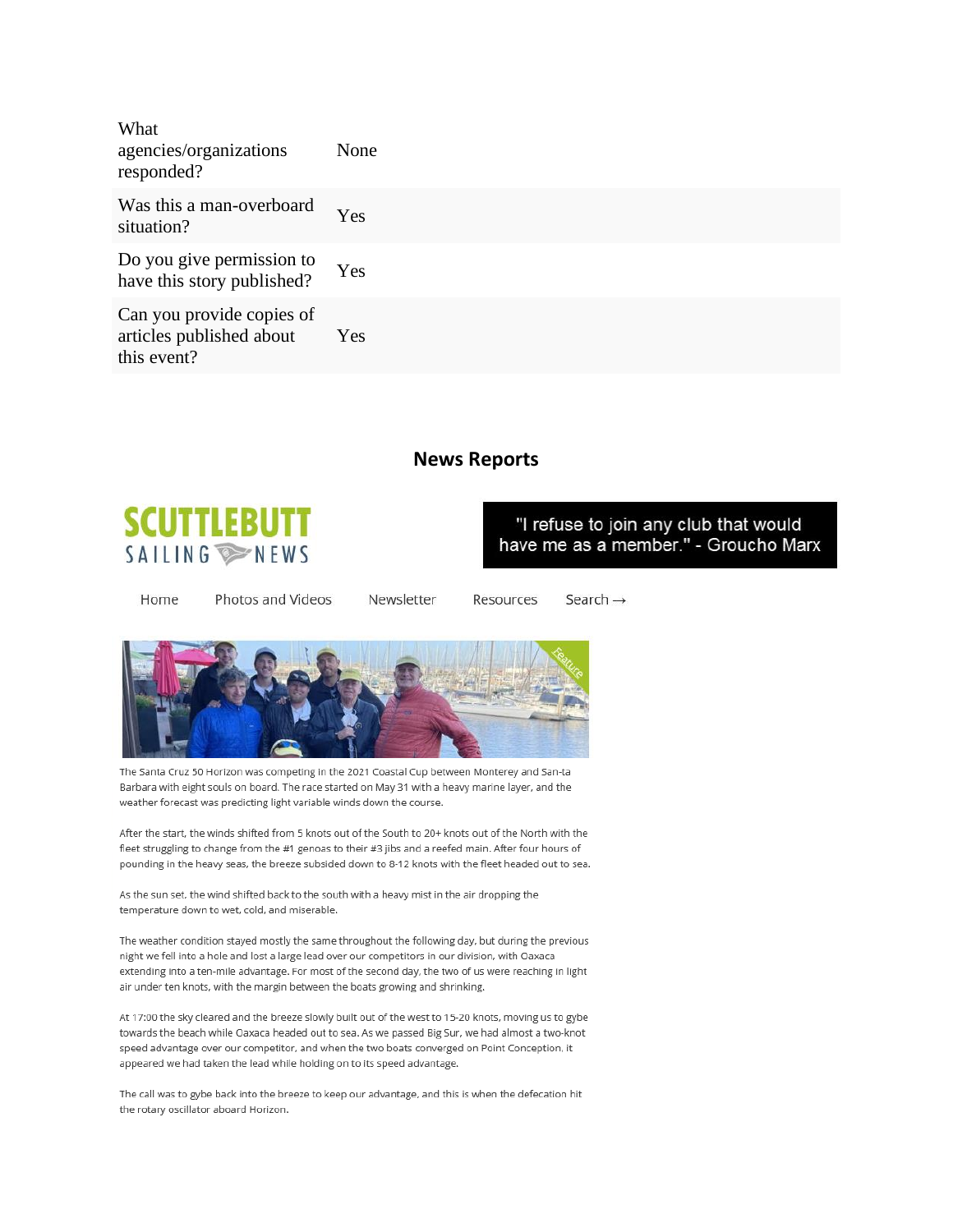| | |
|---|---|
| What agencies/organizations responded? | None |
| Was this a man-overboard situation? | Yes |
| Do you give permission to have this story published? | Yes |
| Can you provide copies of articles published about this event? | Yes |

## News Reports

SCUTTLEBUTT SAILING NEWS

"I refuse to join any club that would have me as a member." - Groucho Marx

Home Photos and Videos Newsletter Resources Search →

The Santa Cruz 50 Horizon was competing in the 2021 Coastal Cup between Monterey and San-ta Barbara with eight souls on board. The race started on May 31 with a heavy marine layer, and the weather forecast was predicting light variable winds down the course.

After the start, the winds shifted from 5 knots out of the South to 20+ knots out of the North with the fleet struggling to change from the #1 genoas to their #3 jibs and a reefed main. After four hours of pounding in the heavy seas, the breeze subsided down to 8-12 knots with the fleet headed out to sea.

As the sun set, the wind shifted back to the south with a heavy mist in the air dropping the temperature down to wet, cold, and miserable.

The weather condition stayed mostly the same throughout the following day, but during the previous night we fell into a hole and lost a large lead over our competitors in our division, with Oaxaca extending into a ten-mile advantage. For most of the second day, the two of us were reaching in light air under ten knots, with the margin between the boats growing and shrinking.

At 17:00 the sky cleared and the breeze slowly built out of the west to 15-20 knots, moving us to gybe towards the beach while Oaxaca headed out to sea. As we passed Big Sur, we had almost a two-knot speed advantage over our competitor, and when the two boats converged on Point Conception, it appeared we had taken the lead while holding on to its speed advantage.

The call was to gybe back into the breeze to keep our advantage, and this is when the defecation hit the rotary oscillator aboard Horizon.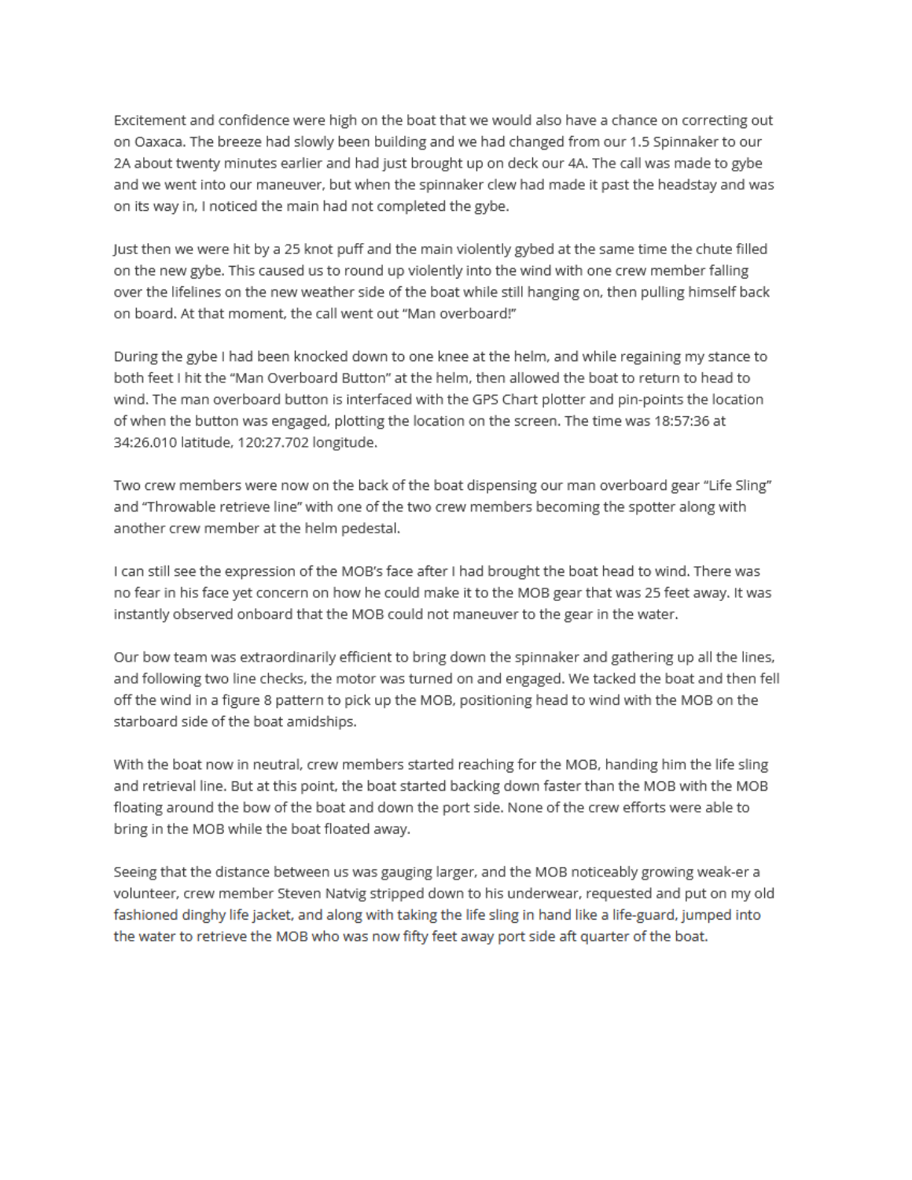Excitement and confidence were high on the boat that we would also have a chance on correcting out on Oaxaca. The breeze had slowly been building and we had changed from our 1.5 Spinnaker to our 2A about twenty minutes earlier and had just brought up on deck our 4A. The call was made to gybe and we went into our maneuver, but when the spinnaker clew had made it past the headstay and was on its way in, I noticed the main had not completed the gybe.

Just then we were hit by a 25 knot puff and the main violently gybed at the same time the chute filled on the new gybe. This caused us to round up violently into the wind with one crew member falling over the lifelines on the new weather side of the boat while still hanging on, then pulling himself back on board. At that moment, the call went out "Man overboard!"

During the gybe I had been knocked down to one knee at the helm, and while regaining my stance to both feet I hit the "Man Overboard Button" at the helm, then allowed the boat to return to head to wind. The man overboard button is interfaced with the GPS Chart plotter and pin-points the location of when the button was engaged, plotting the location on the screen. The time was 18:57:36 at 34:26.010 latitude, 120:27.702 longitude.

Two crew members were now on the back of the boat dispensing our man overboard gear "Life Sling" and "Throwable retrieve line" with one of the two crew members becoming the spotter along with another crew member at the helm pedestal.

I can still see the expression of the MOB's face after I had brought the boat head to wind. There was no fear in his face yet concern on how he could make it to the MOB gear that was 25 feet away. It was instantly observed onboard that the MOB could not maneuver to the gear in the water.

Our bow team was extraordinarily efficient to bring down the spinnaker and gathering up all the lines, and following two line checks, the motor was turned on and engaged. We tacked the boat and then fell off the wind in a figure 8 pattern to pick up the MOB, positioning head to wind with the MOB on the starboard side of the boat amidships.

With the boat now in neutral, crew members started reaching for the MOB, handing him the life sling and retrieval line. But at this point, the boat started backing down faster than the MOB with the MOB floating around the bow of the boat and down the port side. None of the crew efforts were able to bring in the MOB while the boat floated away.

Seeing that the distance between us was gauging larger, and the MOB noticeably growing weak-er a volunteer, crew member Steven Natvig stripped down to his underwear, requested and put on my old fashioned dinghy life jacket, and along with taking the life sling in hand like a life-guard, jumped into the water to retrieve the MOB who was now fifty feet away port side aft quarter of the boat.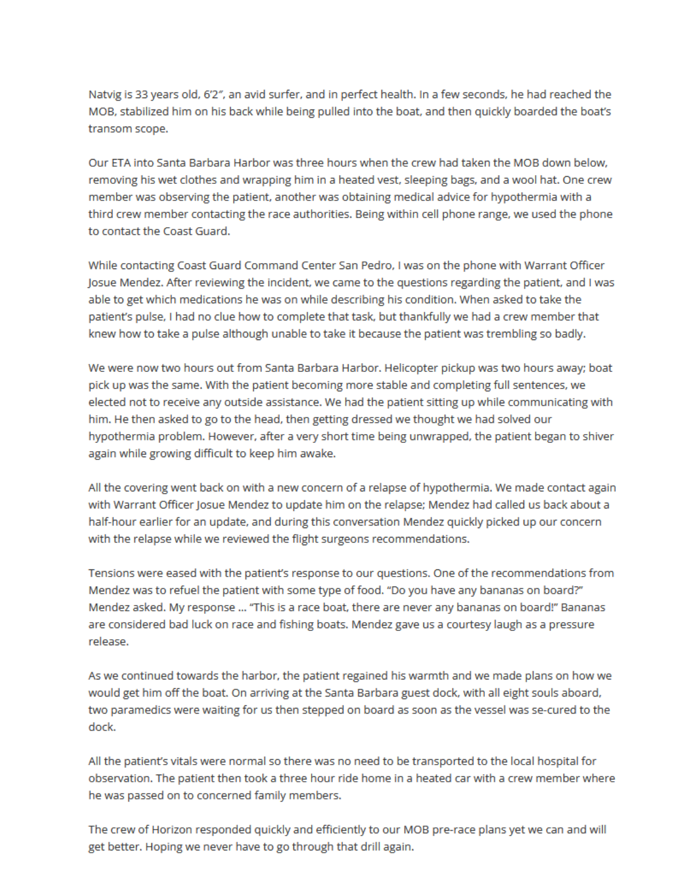Natvig is 33 years old, 6'2", an avid surfer, and in perfect health. In a few seconds, he had reached the MOB, stabilized him on his back while being pulled into the boat, and then quickly boarded the boat's transom scope.

Our ETA into Santa Barbara Harbor was three hours when the crew had taken the MOB down below, removing his wet clothes and wrapping him in a heated vest, sleeping bags, and a wool hat. One crew member was observing the patient, another was obtaining medical advice for hypothermia with a third crew member contacting the race authorities. Being within cell phone range, we used the phone to contact the Coast Guard.

While contacting Coast Guard Command Center San Pedro, I was on the phone with Warrant Officer Josue Mendez. After reviewing the incident, we came to the questions regarding the patient, and I was able to get which medications he was on while describing his condition. When asked to take the patient's pulse, I had no clue how to complete that task, but thankfully we had a crew member that knew how to take a pulse although unable to take it because the patient was trembling so badly.

We were now two hours out from Santa Barbara Harbor. Helicopter pickup was two hours away; boat pick up was the same. With the patient becoming more stable and completing full sentences, we elected not to receive any outside assistance. We had the patient sitting up while communicating with him. He then asked to go to the head, then getting dressed we thought we had solved our hypothermia problem. However, after a very short time being unwrapped, the patient began to shiver again while growing difficult to keep him awake.

All the covering went back on with a new concern of a relapse of hypothermia. We made contact again with Warrant Officer Josue Mendez to update him on the relapse; Mendez had called us back about a half-hour earlier for an update, and during this conversation Mendez quickly picked up our concern with the relapse while we reviewed the flight surgeons recommendations.

Tensions were eased with the patient's response to our questions. One of the recommendations from Mendez was to refuel the patient with some type of food. "Do you have any bananas on board?" Mendez asked. My response ... "This is a race boat, there are never any bananas on board!" Bananas are considered bad luck on race and fishing boats. Mendez gave us a courtesy laugh as a pressure release.

As we continued towards the harbor, the patient regained his warmth and we made plans on how we would get him off the boat. On arriving at the Santa Barbara guest dock, with all eight souls aboard, two paramedics were waiting for us then stepped on board as soon as the vessel was se-cured to the dock.

All the patient's vitals were normal so there was no need to be transported to the local hospital for observation. The patient then took a three hour ride home in a heated car with a crew member where he was passed on to concerned family members.

The crew of Horizon responded quickly and efficiently to our MOB pre-race plans yet we can and will get better. Hoping we never have to go through that drill again.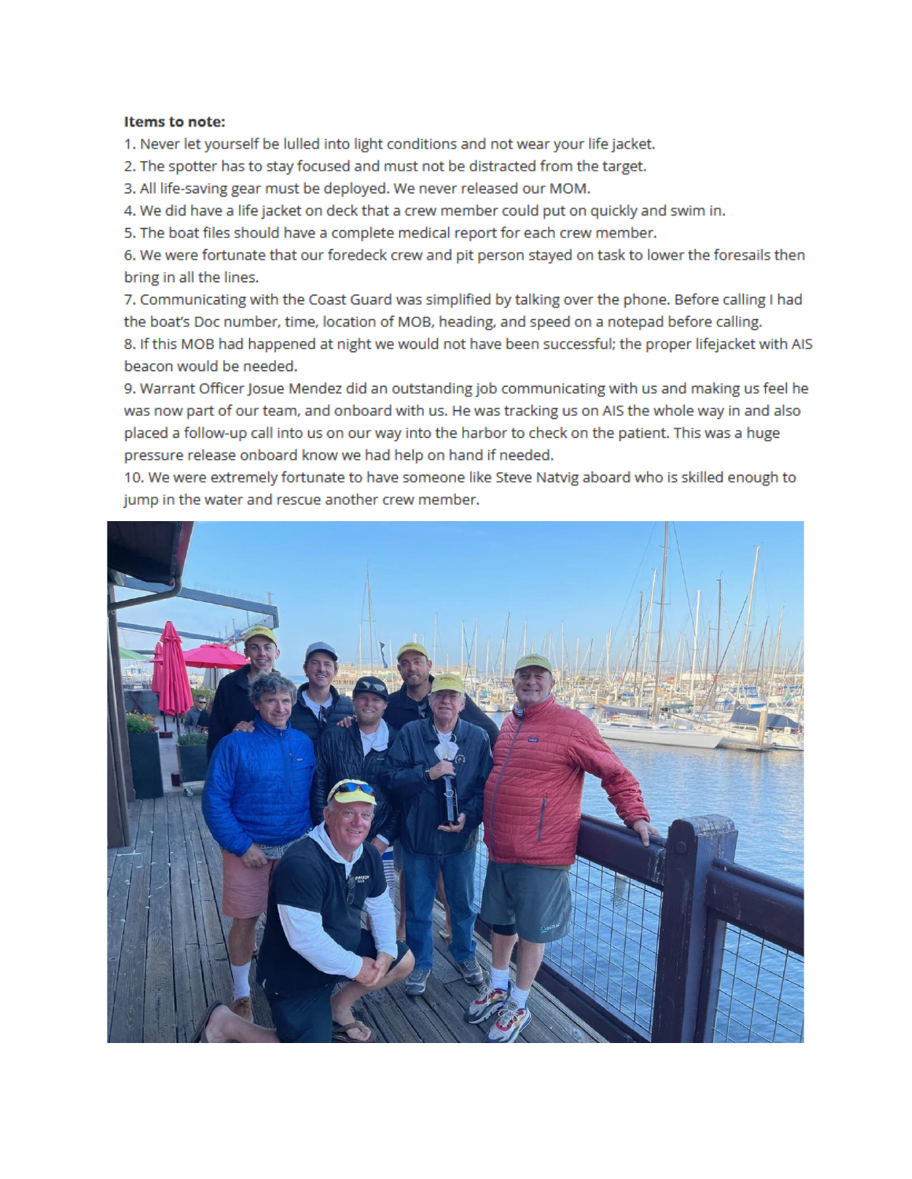**Items to note:**

1. Never let yourself be lulled into light conditions and not wear your life jacket.
2. The spotter has to stay focused and must not be distracted from the target.
3. All life-saving gear must be deployed. We never released our MOM.
4. We did have a life jacket on deck that a crew member could put on quickly and swim in.
5. The boat files should have a complete medical report for each crew member.
6. We were fortunate that our foredeck crew and pit person stayed on task to lower the foresails then bring in all the lines.
7. Communicating with the Coast Guard was simplified by talking over the phone. Before calling I had the boat's Doc number, time, location of MOB, heading, and speed on a notepad before calling.
8. If this MOB had happened at night we would not have been successful; the proper lifejacket with AIS beacon would be needed.
9. Warrant Officer Josue Mendez did an outstanding job communicating with us and making us feel he was now part of our team, and onboard with us. He was tracking us on AIS the whole way in and also placed a follow-up call into us on our way into the harbor to check on the patient. This was a huge pressure release onboard know we had help on hand if needed.
10. We were extremely fortunate to have someone like Steve Natvig aboard who is skilled enough to jump in the water and rescue another crew member.